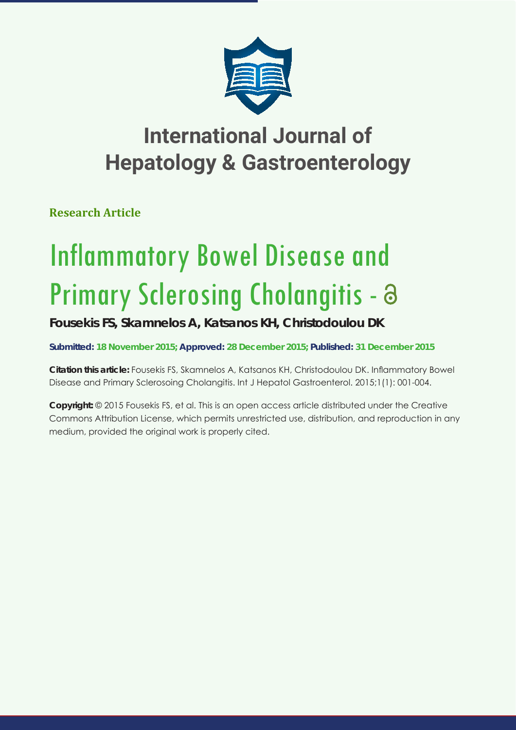# International Journal of Hepatology & Gastroenterology

**Research Article**

# Inflammatory Bowel Disease and Primary Sclerosing Cholangitis -

**Fousekis FS, Skamnelos A, Katsanos KH, Christodoulou DK**

**Submitted: 18 November 2015; Approved: 28 December 2015; Published: 31 December 2015**

**Citation this article:** Fousekis FS, Skamnelos A, Katsanos KH, Christodoulou DK. Inflammatory Bowel Disease and Primary Sclerosoing Cholangitis. Int J Hepatol Gastroenterol. 2015;1(1): 001-004.

**Copyright:** © 2015 Fousekis FS, et al. This is an open access article distributed under the Creative Commons Attribution License, which permits unrestricted use, distribution, and reproduction in any medium, provided the original work is properly cited.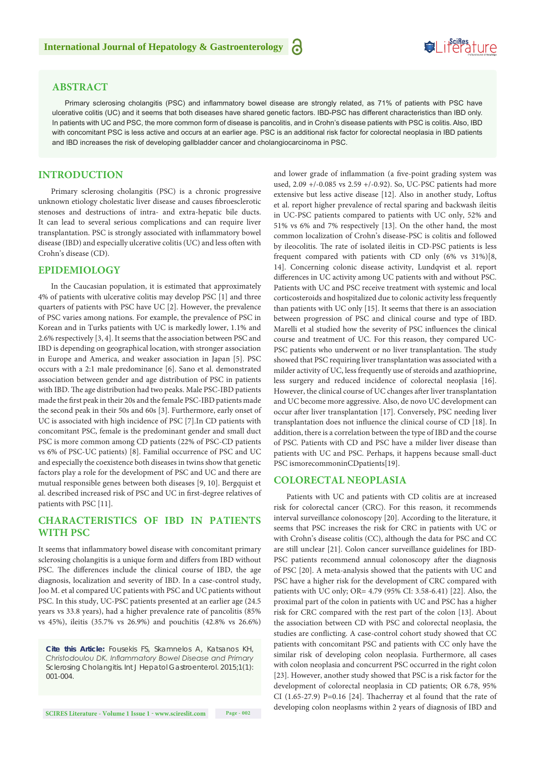## ABSTRACT

Primary sclerosing cholangitis (PSC) and inflammatory bowel disease are strongly related, as 71% of patients with PSC have ulcerative colitis (UC) and it seems that both diseases have shared genetic factors. IBD-PSC has different characteristics than IBD only. In patients with UC and PSC, the more common form of disease is pancolitis, and in Crohn's disease patients with PSC is colitis. Also, IBD with concomitant PSC is less active and occurs at an earlier age. PSC is an additional risk factor for colorectal neoplasia in IBD patients and IBD increases the risk of developing gallbladder cancer and cholangiocarcinoma in PSC.

## INTRODUCTION

Primary sclerosing cholangitis (PSC) is a chronic progressive unknown etiology cholestatic liver disease and causes fibrosclerotic stenoses and destructions of intra- and extra-hepatic bile ducts. It can lead to several serious complications and can require liver transplantation. PSC is strongly associated with inflammatory bowel disease (IBD) and especially ulcerative colitis (UC) and less often with Crohn's disease (CD).

## EPIDEMIOLOGY

In the Caucasian population, it is estimated that approximately 4% of patients with ulcerative colitis may develop PSC [1] and three quarters of patients with PSC have UC [2]. However, the prevalence of PSC varies among nations. For example, the prevalence of PSC in Korean and in Turks patients with UC is markedly lower, 1.1% and 2.6% respectively [3, 4]. It seems that the association between PSC and IBD is depending on geographical location, with stronger association in Europe and America, and weaker association in Japan [5]. PSC occurs with a 2:1 male predominance [6]. Sano et al. demonstrated association between gender and age distribution of PSC in patients with IBD. The age distribution had two peaks. Male PSC-IBD patients made the first peak in their 20s and the female PSC-IBD patients made the second peak in their 50s and 60s [3]. Furthermore, early onset of UC is associated with high incidence of PSC [7].In CD patients with concomitant PSC, female is the predominant gender and small duct PSC is more common among CD patients (22% of PSC-CD patients vs 6% of PSC-UC patients) [8]. Familial occurrence of PSC and UC and especially the coexistence both diseases in twins show that genetic factors play a role for the development of PSC and UC and there are mutual responsible genes between both diseases [9, 10]. Bergquist et al. described increased risk of PSC and UC in first-degree relatives of patients with PSC [11].

## CHARACTERISTICS OF IBD IN PATIENTS WITH PSC

It seems that inflammatory bowel disease with concomitant primary sclerosing cholangitis is a unique form and differs from IBD without PSC. The differences include the clinical course of IBD, the age diagnosis, localization and severity of IBD. In a case-control study, Joo M. et al compared UC patients with PSC and UC patients without PSC. In this study, UC-PSC patients presented at an earlier age (24.5 years vs 33.8 years), had a higher prevalence rate of pancolitis (85% vs 45%), ileitis (35.7% vs 26.9%) and pouchitis (42.8% vs 26.6%) and lower grade of inflammation (a five-point grading system was used, 2.09 +/-0.085 vs 2.59 +/-0.92). So, UC-PSC patients had more extensive but less active disease [12]. Also in another study, Loftus et al. report higher prevalence of rectal sparing and backwash ileitis in UC-PSC patients compared to patients with UC only, 52% and 51% vs 6% and 7% respectively [13]. On the other hand, the most common localization of Crohn's disease-PSC is colitis and followed by ileocolitis. The rate of isolated ileitis in CD-PSC patients is less frequent compared with patients with CD only (6% vs 31%)[8, 14]. Concerning colonic disease activity, Lundqvist et al. report differences in UC activity among UC patients with and without PSC. Patients with UC and PSC receive treatment with systemic and local corticosteroids and hospitalized due to colonic activity less frequently than patients with UC only [15]. It seems that there is an association between progression of PSC and clinical course and type of IBD. Marelli et al studied how the severity of PSC influences the clinical course and treatment of UC. For this reason, they compared UC-PSC patients who underwent or no liver transplantation. The study showed that PSC requiring liver transplantation was associated with a milder activity of UC, less frequently use of steroids and azathioprine, less surgery and reduced incidence of colorectal neoplasia [16]. However, the clinical course of UC changes after liver transplantation and UC become more aggressive. Also, de novo UC development can occur after liver transplantation [17]. Conversely, PSC needing liver transplantation does not influence the clinical course of CD [18]. In addition, there is a correlation between the type of IBD and the course of PSC. Patients with CD and PSC have a milder liver disease than patients with UC and PSC. Perhaps, it happens because small-duct PSC ismorecommoninCDpatients[19].

## COLORECTAL NEOPLASIA

Patients with UC and patients with CD colitis are at increased risk for colorectal cancer (CRC). For this reason, it recommends interval surveillance colonoscopy [20]. According to the literature, it seems that PSC increases the risk for CRC in patients with UC or with Crohn's disease colitis (CC), although the data for PSC and CC are still unclear [21]. Colon cancer surveillance guidelines for IBD-PSC patients recommend annual colonoscopy after the diagnosis of PSC [20]. A meta-analysis showed that the patients with UC and PSC have a higher risk for the development of CRC compared with patients with UC only; OR= 4.79 (95% CI: 3.58-6.41) [22]. Also, the proximal part of the colon in patients with UC and PSC has a higher risk for CRC compared with the rest part of the colon [13]. About the association between CD with PSC and colorectal neoplasia, the studies are conflicting. A case-control cohort study showed that CC patients with concomitant PSC and patients with CC only have the similar risk of developing colon neoplasia. Furthermore, all cases with colon neoplasia and concurrent PSC occurred in the right colon [23]. However, another study showed that PSC is a risk factor for the development of colorectal neoplasia in CD patients; OR 6.78, 95% CI (1.65-27.9) P=0.16 [24]. Thacherray et al found that the rate of developing colon neoplasms within 2 years of diagnosis of IBD and

**Cite this Article:** Fousekis FS, Skamnelos A, Katsanos KH, *Christodoulou DK. Inflammatory Bowel Disease and Primary* Sclerosing Cholangitis. Int J Hepatol Gastroenterol. 2015;1(1): 001-004.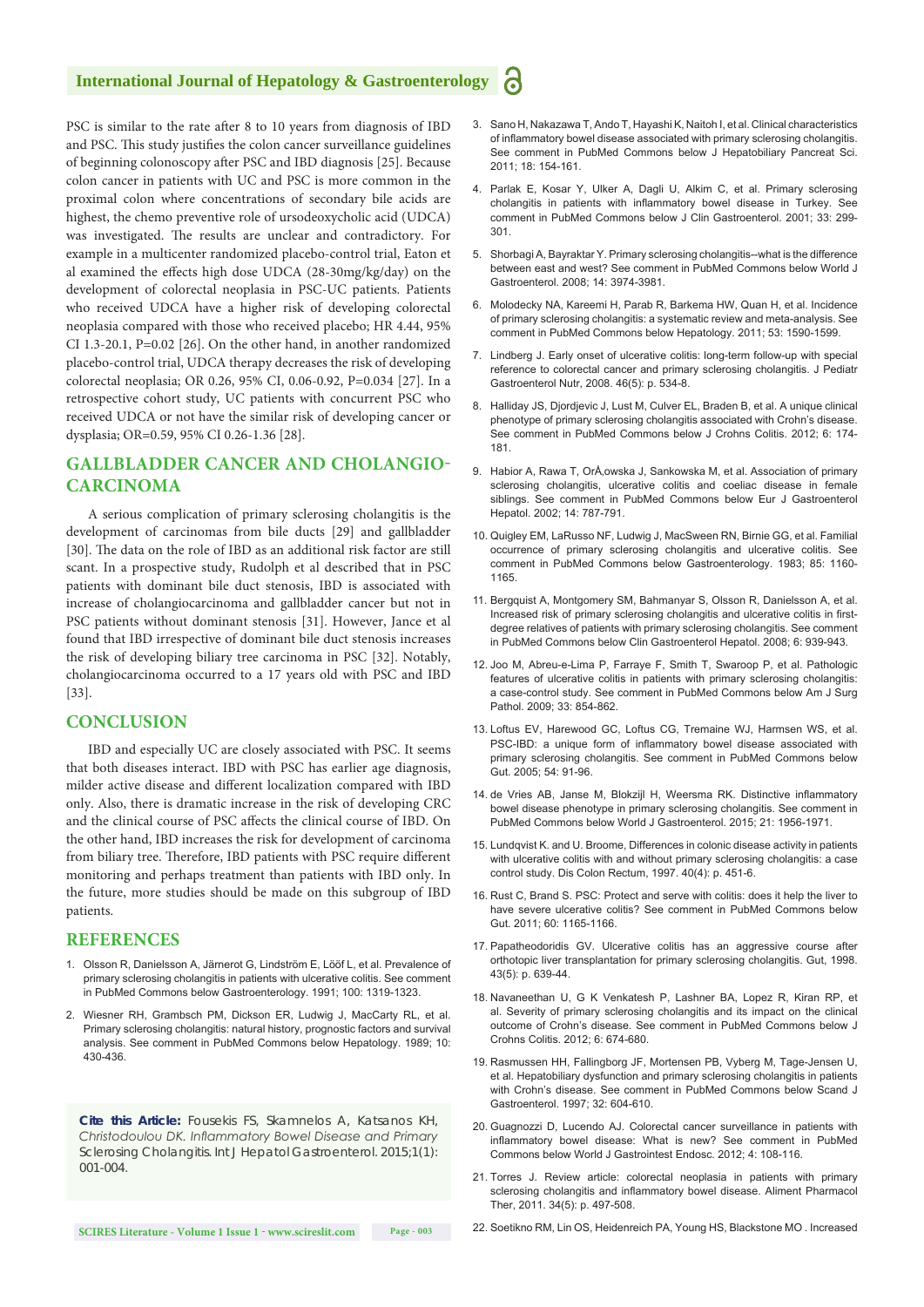PSC is similar to the rate after 8 to 10 years from diagnosis of IBD and PSC. This study justifies the colon cancer surveillance guidelines of beginning colonoscopy after PSC and IBD diagnosis [25]. Because colon cancer in patients with UC and PSC is more common in the proximal colon where concentrations of secondary bile acids are highest, the chemo preventive role of ursodeoxycholic acid (UDCA) was investigated. The results are unclear and contradictory. For example in a multicenter randomized placebo-control trial, Eaton et al examined the effects high dose UDCA (28-30mg/kg/day) on the development of colorectal neoplasia in PSC-UC patients. Patients who received UDCA have a higher risk of developing colorectal neoplasia compared with those who received placebo; HR 4.44, 95% CI 1.3-20.1, P=0.02 [26]. On the other hand, in another randomized placebo-control trial, UDCA therapy decreases the risk of developing colorectal neoplasia; OR 0.26, 95% CI, 0.06-0.92, P=0.034 [27]. In a retrospective cohort study, UC patients with concurrent PSC who received UDCA or not have the similar risk of developing cancer or dysplasia; OR=0.59, 95% CI 0.26-1.36 [28].

## GALLBLADDER CANCER AND CHOLANGIOCARCINOMA

A serious complication of primary sclerosing cholangitis is the development of carcinomas from bile ducts [29] and gallbladder [30]. The data on the role of IBD as an additional risk factor are still scant. In a prospective study, Rudolph et al described that in PSC patients with dominant bile duct stenosis, IBD is associated with increase of cholangiocarcinoma and gallbladder cancer but not in PSC patients without dominant stenosis [31]. However, Jance et al found that IBD irrespective of dominant bile duct stenosis increases the risk of developing biliary tree carcinoma in PSC [32]. Notably, cholangiocarcinoma occurred to a 17 years old with PSC and IBD [33].

## CONCLUSION

IBD and especially UC are closely associated with PSC. It seems that both diseases interact. IBD with PSC has earlier age diagnosis, milder active disease and different localization compared with IBD only. Also, there is dramatic increase in the risk of developing CRC and the clinical course of PSC affects the clinical course of IBD. On the other hand, IBD increases the risk for development of carcinoma from biliary tree. Therefore, IBD patients with PSC require different monitoring and perhaps treatment than patients with IBD only. In the future, more studies should be made on this subgroup of IBD patients.

## REFERENCES

1. Olsson R, Danielsson A, Järnerot G, Lindström E, Lööf L, et al. Prevalence of primary sclerosing cholangitis in patients with ulcerative colitis. See comment in PubMed Commons below Gastroenterology. 1991; 100: 1319-1323.
2. Wiesner RH, Grambsch PM, Dickson ER, Ludwig J, MacCarty RL, et al. Primary sclerosing cholangitis: natural history, prognostic factors and survival analysis. See comment in PubMed Commons below Hepatology. 1989; 10: 430-436.
3. Sano H, Nakazawa T, Ando T, Hayashi K, Naitoh I, et al. Clinical characteristics of inflammatory bowel disease associated with primary sclerosing cholangitis. See comment in PubMed Commons below J Hepatobiliary Pancreat Sci. 2011; 18: 154-161.
4. Parlak E, Kosar Y, Ulker A, Dagli U, Alkim C, et al. Primary sclerosing cholangitis in patients with inflammatory bowel disease in Turkey. See comment in PubMed Commons below J Clin Gastroenterol. 2001; 33: 299-301.
5. Shorbagi A, Bayraktar Y. Primary sclerosing cholangitis--what is the difference between east and west? See comment in PubMed Commons below World J Gastroenterol. 2008; 14: 3974-3981.
6. Molodecky NA, Kareemi H, Parab R, Barkema HW, Quan H, et al. Incidence of primary sclerosing cholangitis: a systematic review and meta-analysis. See comment in PubMed Commons below Hepatology. 2011; 53: 1590-1599.
7. Lindberg J. Early onset of ulcerative colitis: long-term follow-up with special reference to colorectal cancer and primary sclerosing cholangitis. J Pediatr Gastroenterol Nutr, 2008. 46(5): p. 534-8.
8. Halliday JS, Djordjevic J, Lust M, Culver EL, Braden B, et al. A unique clinical phenotype of primary sclerosing cholangitis associated with Crohn's disease. See comment in PubMed Commons below J Crohns Colitis. 2012; 6: 174-181.
9. Habior A, Rawa T, OrÅ‚owska J, Sankowska M, et al. Association of primary sclerosing cholangitis, ulcerative colitis and coeliac disease in female siblings. See comment in PubMed Commons below Eur J Gastroenterol Hepatol. 2002; 14: 787-791.
10. Quigley EM, LaRusso NF, Ludwig J, MacSween RN, Birnie GG, et al. Familial occurrence of primary sclerosing cholangitis and ulcerative colitis. See comment in PubMed Commons below Gastroenterology. 1983; 85: 1160-1165.
11. Bergquist A, Montgomery SM, Bahmanyar S, Olsson R, Danielsson A, et al. Increased risk of primary sclerosing cholangitis and ulcerative colitis in first-degree relatives of patients with primary sclerosing cholangitis. See comment in PubMed Commons below Clin Gastroenterol Hepatol. 2008; 6: 939-943.
12. Joo M, Abreu-e-Lima P, Farraye F, Smith T, Swaroop P, et al. Pathologic features of ulcerative colitis in patients with primary sclerosing cholangitis: a case-control study. See comment in PubMed Commons below Am J Surg Pathol. 2009; 33: 854-862.
13. Loftus EV, Harewood GC, Loftus CG, Tremaine WJ, Harmsen WS, et al. PSC-IBD: a unique form of inflammatory bowel disease associated with primary sclerosing cholangitis. See comment in PubMed Commons below Gut. 2005; 54: 91-96.
14. de Vries AB, Janse M, Blokzijl H, Weersma RK. Distinctive inflammatory bowel disease phenotype in primary sclerosing cholangitis. See comment in PubMed Commons below World J Gastroenterol. 2015; 21: 1956-1971.
15. Lundqvist K. and U. Broome, Differences in colonic disease activity in patients with ulcerative colitis with and without primary sclerosing cholangitis: a case control study. Dis Colon Rectum, 1997. 40(4): p. 451-6.
16. Rust C, Brand S. PSC: Protect and serve with colitis: does it help the liver to have severe ulcerative colitis? See comment in PubMed Commons below Gut. 2011; 60: 1165-1166.
17. Papatheodoridis GV. Ulcerative colitis has an aggressive course after orthotopic liver transplantation for primary sclerosing cholangitis. Gut, 1998. 43(5): p. 639-44.
18. Navaneethan U, G K Venkatesh P, Lashner BA, Lopez R, Kiran RP, et al. Severity of primary sclerosing cholangitis and its impact on the clinical outcome of Crohn's disease. See comment in PubMed Commons below J Crohns Colitis. 2012; 6: 674-680.
19. Rasmussen HH, Fallingborg JF, Mortensen PB, Vyberg M, Tage-Jensen U, et al. Hepatobiliary dysfunction and primary sclerosing cholangitis in patients with Crohn's disease. See comment in PubMed Commons below Scand J Gastroenterol. 1997; 32: 604-610.
20. Guagnozzi D, Lucendo AJ. Colorectal cancer surveillance in patients with inflammatory bowel disease: What is new? See comment in PubMed Commons below World J Gastrointest Endosc. 2012; 4: 108-116.
21. Torres J. Review article: colorectal neoplasia in patients with primary sclerosing cholangitis and inflammatory bowel disease. Aliment Pharmacol Ther, 2011. 34(5): p. 497-508.
22. Soetikno RM, Lin OS, Heidenreich PA, Young HS, Blackstone MO . Increased

**Cite this Article:** Fousekis FS, Skamnelos A, Katsanos KH, *Christodoulou DK. Inflammatory Bowel Disease and Primary* Sclerosing Cholangitis. Int J Hepatol Gastroenterol. 2015;1(1): 001-004.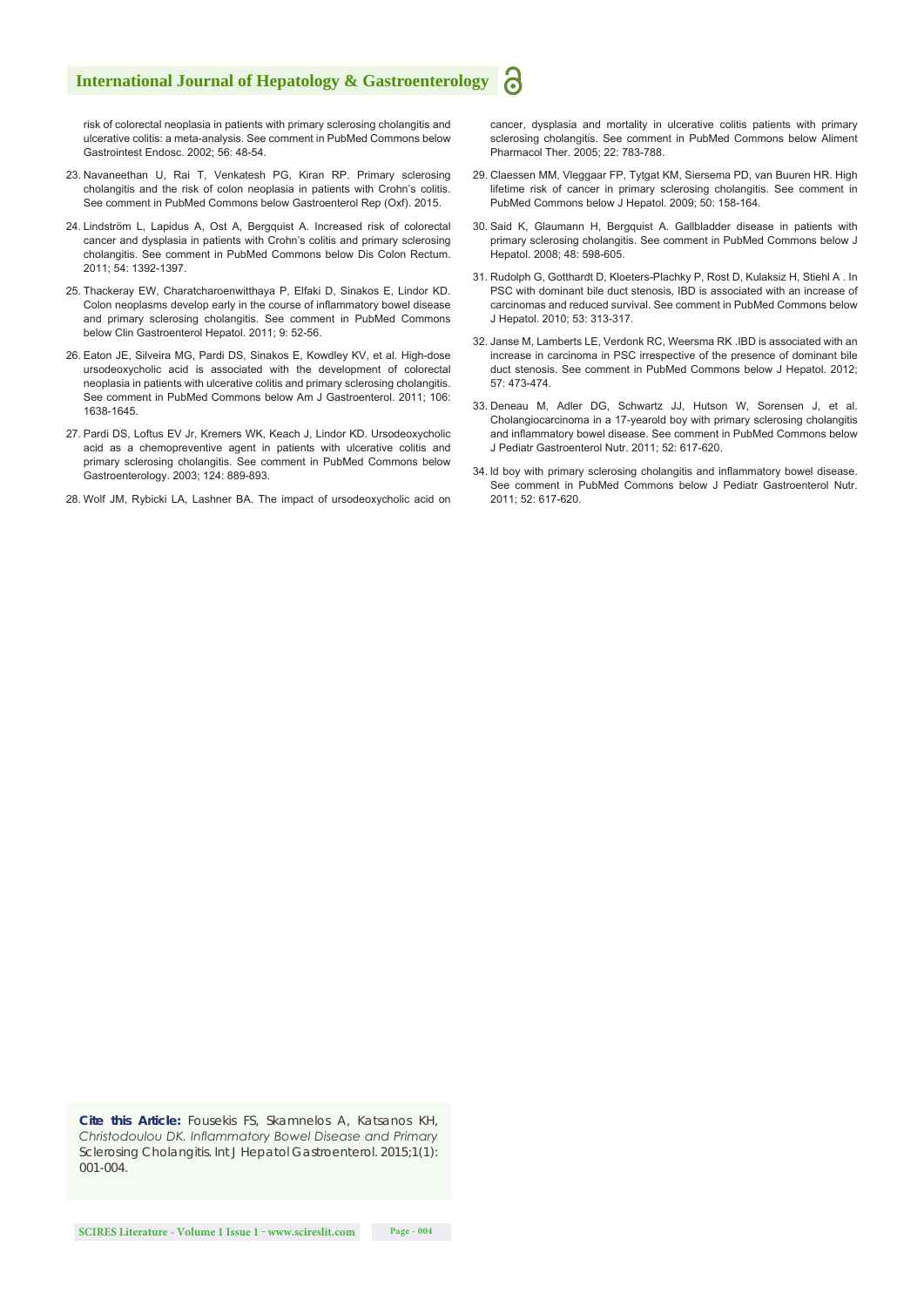risk of colorectal neoplasia in patients with primary sclerosing cholangitis and ulcerative colitis: a meta-analysis. See comment in PubMed Commons below Gastrointest Endosc. 2002; 56: 48-54.

23. Navaneethan U, Rai T, Venkatesh PG, Kiran RP. Primary sclerosing cholangitis and the risk of colon neoplasia in patients with Crohn's colitis. See comment in PubMed Commons below Gastroenterol Rep (Oxf). 2015.

24. Lindström L, Lapidus A, Ost A, Bergquist A. Increased risk of colorectal cancer and dysplasia in patients with Crohn's colitis and primary sclerosing cholangitis. See comment in PubMed Commons below Dis Colon Rectum. 2011; 54: 1392-1397.

25. Thackeray EW, Charatcharoenwitthaya P, Elfaki D, Sinakos E, Lindor KD. Colon neoplasms develop early in the course of inflammatory bowel disease and primary sclerosing cholangitis. See comment in PubMed Commons below Clin Gastroenterol Hepatol. 2011; 9: 52-56.

26. Eaton JE, Silveira MG, Pardi DS, Sinakos E, Kowdley KV, et al. High-dose ursodeoxycholic acid is associated with the development of colorectal neoplasia in patients with ulcerative colitis and primary sclerosing cholangitis. See comment in PubMed Commons below Am J Gastroenterol. 2011; 106: 1638-1645.

27. Pardi DS, Loftus EV Jr, Kremers WK, Keach J, Lindor KD. Ursodeoxycholic acid as a chemopreventive agent in patients with ulcerative colitis and primary sclerosing cholangitis. See comment in PubMed Commons below Gastroenterology. 2003; 124: 889-893.

28. Wolf JM, Rybicki LA, Lashner BA. The impact of ursodeoxycholic acid on cancer, dysplasia and mortality in ulcerative colitis patients with primary sclerosing cholangitis. See comment in PubMed Commons below Aliment Pharmacol Ther. 2005; 22: 783-788.

29. Claessen MM, Vleggaar FP, Tytgat KM, Siersema PD, van Buuren HR. High lifetime risk of cancer in primary sclerosing cholangitis. See comment in PubMed Commons below J Hepatol. 2009; 50: 158-164.

30. Said K, Glaumann H, Bergquist A. Gallbladder disease in patients with primary sclerosing cholangitis. See comment in PubMed Commons below J Hepatol. 2008; 48: 598-605.

31. Rudolph G, Gotthardt D, Kloeters-Plachky P, Rost D, Kulaksiz H, Stiehl A . In PSC with dominant bile duct stenosis, IBD is associated with an increase of carcinomas and reduced survival. See comment in PubMed Commons below J Hepatol. 2010; 53: 313-317.

32. Janse M, Lamberts LE, Verdonk RC, Weersma RK .IBD is associated with an increase in carcinoma in PSC irrespective of the presence of dominant bile duct stenosis. See comment in PubMed Commons below J Hepatol. 2012; 57: 473-474.

33. Deneau M, Adler DG, Schwartz JJ, Hutson W, Sorensen J, et al. Cholangiocarcinoma in a 17-yearold boy with primary sclerosing cholangitis and inflammatory bowel disease. See comment in PubMed Commons below J Pediatr Gastroenterol Nutr. 2011; 52: 617-620.

34. ld boy with primary sclerosing cholangitis and inflammatory bowel disease. See comment in PubMed Commons below J Pediatr Gastroenterol Nutr. 2011; 52: 617-620.

**Cite this Article:** Fousekis FS, Skamnelos A, Katsanos KH, *Christodoulou DK. Inflammatory Bowel Disease and Primary* Sclerosing Cholangitis. Int J Hepatol Gastroenterol. 2015;1(1): 001-004.